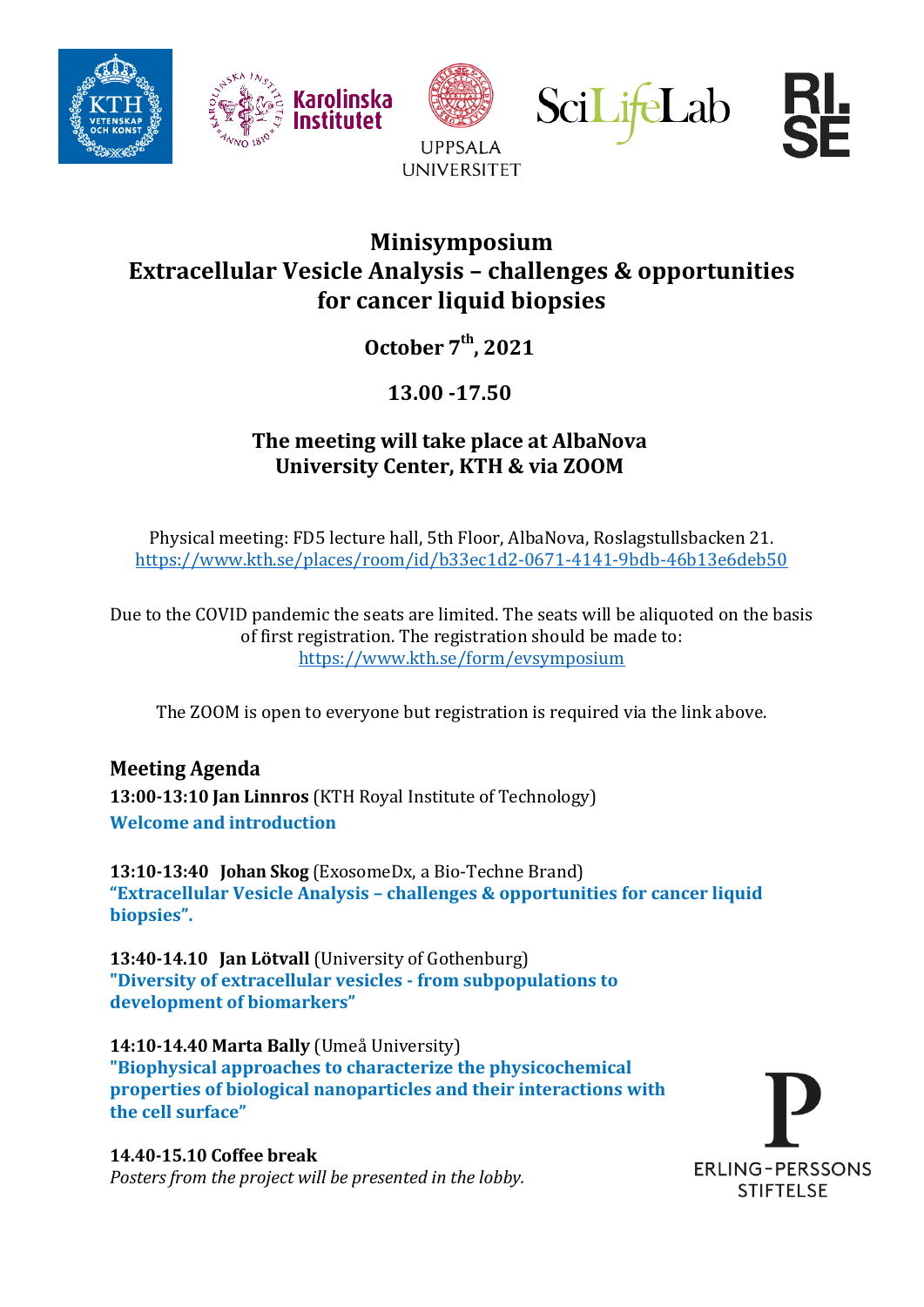# Minisymposium
# Extracellular Vesicle Analysis – challenges & opportunities for cancer liquid biopsies

**October 7th, 2021**

**13.00 -17.50**

**The meeting will take place at AlbaNova University Center, KTH & via ZOOM**

Physical meeting: FD5 lecture hall, 5th Floor, AlbaNova, Roslagstullsbacken 21.
https://www.kth.se/places/room/id/b33ec1d2-0671-4141-9bdb-46b13e6deb50

Due to the COVID pandemic the seats are limited. The seats will be aliquoted on the basis of first registration. The registration should be made to:
https://www.kth.se/form/evsymposium

The ZOOM is open to everyone but registration is required via the link above.

## Meeting Agenda

**13:00-13:10 Jan Linnros** (KTH Royal Institute of Technology)
**Welcome and introduction**

**13:10-13:40 Johan Skog** (ExosomeDx, a Bio-Techne Brand)
**"Extracellular Vesicle Analysis – challenges & opportunities for cancer liquid biopsies".**

**13:40-14.10 Jan Lötvall** (University of Gothenburg)
**"Diversity of extracellular vesicles - from subpopulations to development of biomarkers"**

**14:10-14.40 Marta Bally** (Umeå University)
**"Biophysical approaches to characterize the physicochemical properties of biological nanoparticles and their interactions with the cell surface"**

**14.40-15.10 Coffee break**
*Posters from the project will be presented in the lobby.*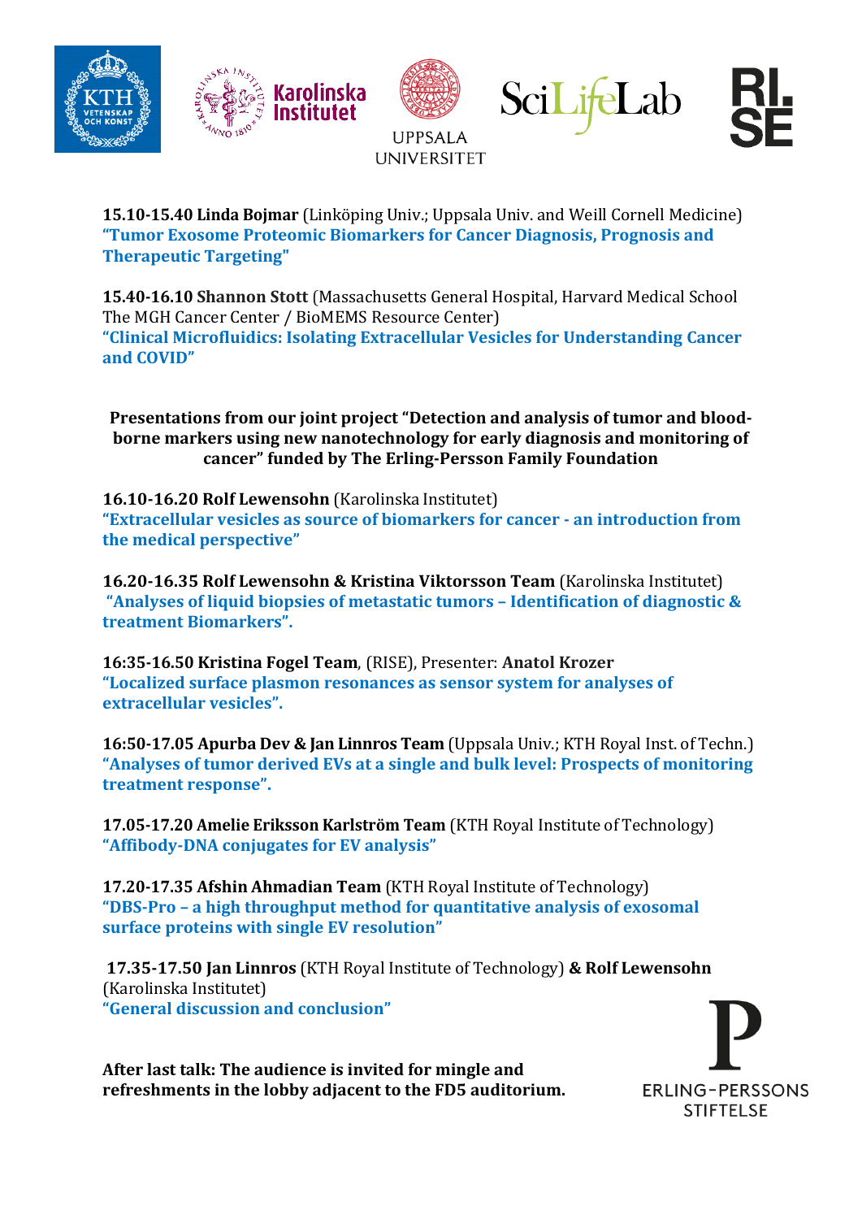**15.10-15.40 Linda Bojmar** (Linköping Univ.; Uppsala Univ. and Weill Cornell Medicine)
**"Tumor Exosome Proteomic Biomarkers for Cancer Diagnosis, Prognosis and Therapeutic Targeting"**

**15.40-16.10 Shannon Stott** (Massachusetts General Hospital, Harvard Medical School The MGH Cancer Center / BioMEMS Resource Center)
**"Clinical Microfluidics: Isolating Extracellular Vesicles for Understanding Cancer and COVID"**

**Presentations from our joint project "Detection and analysis of tumor and blood-borne markers using new nanotechnology for early diagnosis and monitoring of cancer" funded by The Erling-Persson Family Foundation**

**16.10-16.20 Rolf Lewensohn** (Karolinska Institutet)
**"Extracellular vesicles as source of biomarkers for cancer - an introduction from the medical perspective"**

**16.20-16.35 Rolf Lewensohn & Kristina Viktorsson Team** (Karolinska Institutet)
**"Analyses of liquid biopsies of metastatic tumors – Identification of diagnostic & treatment Biomarkers".**

**16:35-16.50 Kristina Fogel Team**, (RISE), Presenter: **Anatol Krozer**
**"Localized surface plasmon resonances as sensor system for analyses of extracellular vesicles".**

**16:50-17.05 Apurba Dev & Jan Linnros Team** (Uppsala Univ.; KTH Royal Inst. of Techn.)
**"Analyses of tumor derived EVs at a single and bulk level: Prospects of monitoring treatment response".**

**17.05-17.20 Amelie Eriksson Karlström Team** (KTH Royal Institute of Technology)
**"Affibody-DNA conjugates for EV analysis"**

**17.20-17.35 Afshin Ahmadian Team** (KTH Royal Institute of Technology)
**"DBS-Pro – a high throughput method for quantitative analysis of exosomal surface proteins with single EV resolution"**

**17.35-17.50 Jan Linnros** (KTH Royal Institute of Technology) **& Rolf Lewensohn** (Karolinska Institutet)
**"General discussion and conclusion"**

**After last talk: The audience is invited for mingle and refreshments in the lobby adjacent to the FD5 auditorium.**